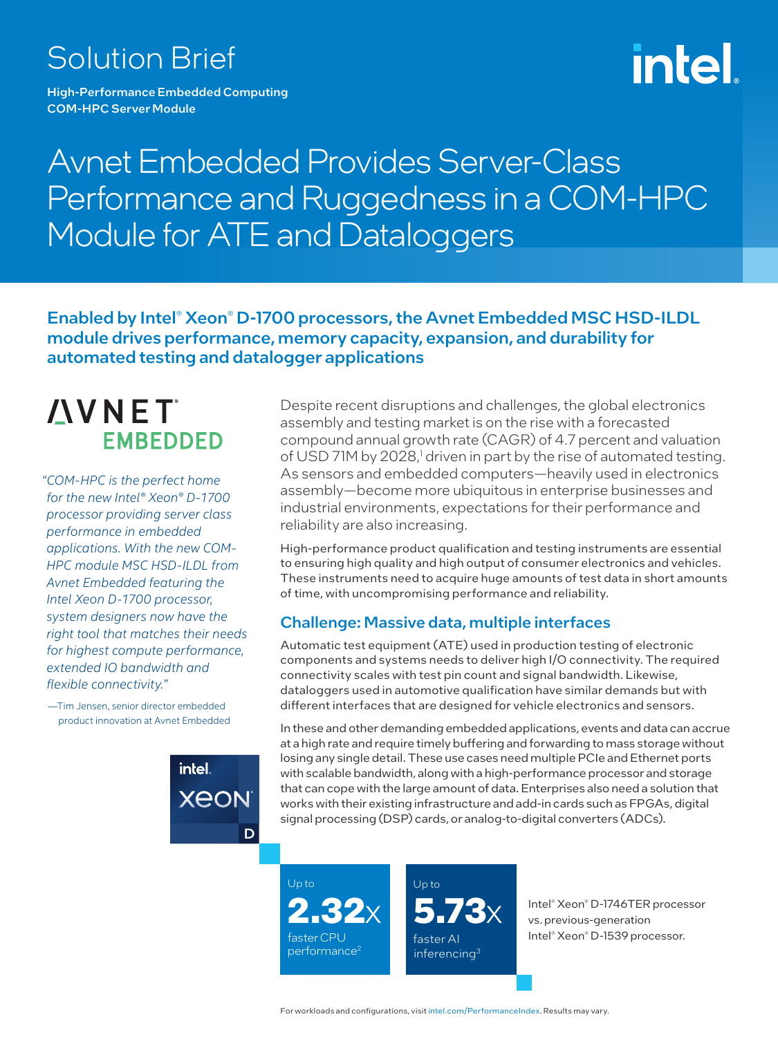Solution Brief

**High-Performance Embedded Computing**
**COM-HPC Server Module**

# Avnet Embedded Provides Server-Class Performance and Ruggedness in a COM-HPC Module for ATE and Dataloggers

## Enabled by Intel® Xeon® D-1700 processors, the Avnet Embedded MSC HSD-ILDL module drives performance, memory capacity, expansion, and durability for automated testing and datalogger applications

*"COM-HPC is the perfect home for the new Intel® Xeon® D-1700 processor providing server class performance in embedded applications. With the new COM-HPC module MSC HSD-ILDL from Avnet Embedded featuring the Intel Xeon D-1700 processor, system designers now have the right tool that matches their needs for highest compute performance, extended IO bandwidth and flexible connectivity."*

—Tim Jensen, senior director embedded product innovation at Avnet Embedded

Despite recent disruptions and challenges, the global electronics assembly and testing market is on the rise with a forecasted compound annual growth rate (CAGR) of 4.7 percent and valuation of USD 71M by 2028,[1] driven in part by the rise of automated testing. As sensors and embedded computers—heavily used in electronics assembly—become more ubiquitous in enterprise businesses and industrial environments, expectations for their performance and reliability are also increasing.

High-performance product qualification and testing instruments are essential to ensuring high quality and high output of consumer electronics and vehicles. These instruments need to acquire huge amounts of test data in short amounts of time, with uncompromising performance and reliability.

### Challenge: Massive data, multiple interfaces

Automatic test equipment (ATE) used in production testing of electronic components and systems needs to deliver high I/O connectivity. The required connectivity scales with test pin count and signal bandwidth. Likewise, dataloggers used in automotive qualification have similar demands but with different interfaces that are designed for vehicle electronics and sensors.

In these and other demanding embedded applications, events and data can accrue at a high rate and require timely buffering and forwarding to mass storage without losing any single detail. These use cases need multiple PCIe and Ethernet ports with scalable bandwidth, along with a high-performance processor and storage that can cope with the large amount of data. Enterprises also need a solution that works with their existing infrastructure and add-in cards such as FPGAs, digital signal processing (DSP) cards, or analog-to-digital converters (ADCs).

Up to **2.32x** faster CPU performance[2]

Up to **5.73x** faster AI inferencing[3]

Intel® Xeon® D-1746TER processor vs. previous-generation Intel® Xeon® D-1539 processor.

For workloads and configurations, visit intel.com/PerformanceIndex. Results may vary.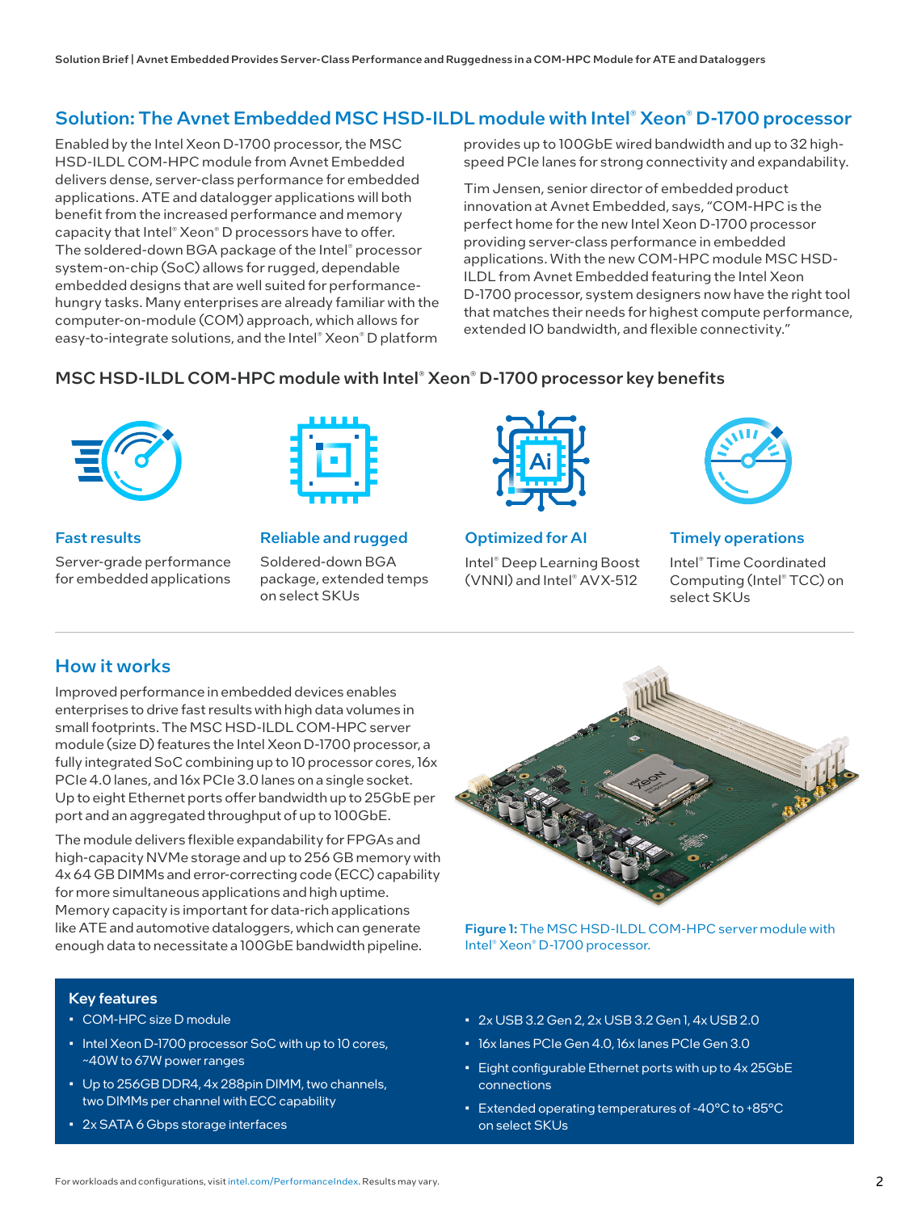## Solution: The Avnet Embedded MSC HSD-ILDL module with Intel® Xeon® D-1700 processor

Enabled by the Intel Xeon D-1700 processor, the MSC HSD-ILDL COM-HPC module from Avnet Embedded delivers dense, server-class performance for embedded applications. ATE and datalogger applications will both benefit from the increased performance and memory capacity that Intel® Xeon® D processors have to offer. The soldered-down BGA package of the Intel® processor system-on-chip (SoC) allows for rugged, dependable embedded designs that are well suited for performance-hungry tasks. Many enterprises are already familiar with the computer-on-module (COM) approach, which allows for easy-to-integrate solutions, and the Intel® Xeon® D platform provides up to 100GbE wired bandwidth and up to 32 high-speed PCIe lanes for strong connectivity and expandability.

Tim Jensen, senior director of embedded product innovation at Avnet Embedded, says, "COM-HPC is the perfect home for the new Intel Xeon D-1700 processor providing server-class performance in embedded applications. With the new COM-HPC module MSC HSD-ILDL from Avnet Embedded featuring the Intel Xeon D-1700 processor, system designers now have the right tool that matches their needs for highest compute performance, extended IO bandwidth, and flexible connectivity."

### MSC HSD-ILDL COM-HPC module with Intel® Xeon® D-1700 processor key benefits

**Fast results**

Server-grade performance for embedded applications

**Reliable and rugged**

Soldered-down BGA package, extended temps on select SKUs

**Optimized for AI**

Intel® Deep Learning Boost (VNNI) and Intel® AVX-512

**Timely operations**

Intel® Time Coordinated Computing (Intel® TCC) on select SKUs

## How it works

Improved performance in embedded devices enables enterprises to drive fast results with high data volumes in small footprints. The MSC HSD-ILDL COM-HPC server module (size D) features the Intel Xeon D-1700 processor, a fully integrated SoC combining up to 10 processor cores, 16x PCIe 4.0 lanes, and 16x PCIe 3.0 lanes on a single socket. Up to eight Ethernet ports offer bandwidth up to 25GbE per port and an aggregated throughput of up to 100GbE.

The module delivers flexible expandability for FPGAs and high-capacity NVMe storage and up to 256 GB memory with 4x 64 GB DIMMs and error-correcting code (ECC) capability for more simultaneous applications and high uptime. Memory capacity is important for data-rich applications like ATE and automotive dataloggers, which can generate enough data to necessitate a 100GbE bandwidth pipeline.

**Figure 1:** The MSC HSD-ILDL COM-HPC server module with Intel® Xeon® D-1700 processor.

### Key features

- COM-HPC size D module
- Intel Xeon D-1700 processor SoC with up to 10 cores, ~40W to 67W power ranges
- Up to 256GB DDR4, 4x 288pin DIMM, two channels, two DIMMs per channel with ECC capability
- 2x SATA 6 Gbps storage interfaces
- 2x USB 3.2 Gen 2, 2x USB 3.2 Gen 1, 4x USB 2.0
- 16x lanes PCIe Gen 4.0, 16x lanes PCIe Gen 3.0
- Eight configurable Ethernet ports with up to 4x 25GbE connections
- Extended operating temperatures of -40°C to +85°C on select SKUs

For workloads and configurations, visit intel.com/PerformanceIndex. Results may vary.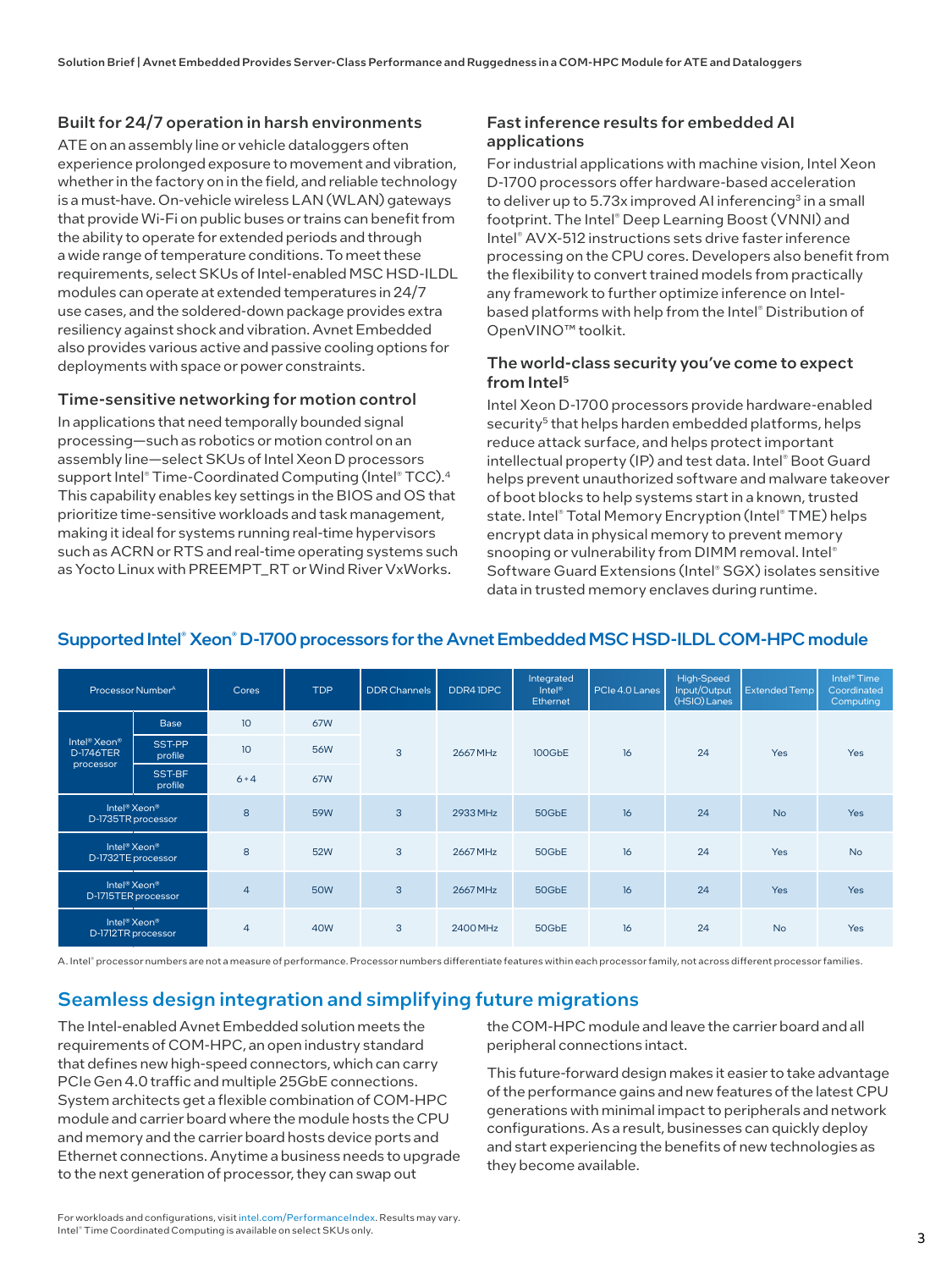### Built for 24/7 operation in harsh environments

ATE on an assembly line or vehicle dataloggers often experience prolonged exposure to movement and vibration, whether in the factory on in the field, and reliable technology is a must-have. On-vehicle wireless LAN (WLAN) gateways that provide Wi-Fi on public buses or trains can benefit from the ability to operate for extended periods and through a wide range of temperature conditions. To meet these requirements, select SKUs of Intel-enabled MSC HSD-ILDL modules can operate at extended temperatures in 24/7 use cases, and the soldered-down package provides extra resiliency against shock and vibration. Avnet Embedded also provides various active and passive cooling options for deployments with space or power constraints.

### Time-sensitive networking for motion control

In applications that need temporally bounded signal processing—such as robotics or motion control on an assembly line—select SKUs of Intel Xeon D processors support Intel® Time-Coordinated Computing (Intel® TCC).[4] This capability enables key settings in the BIOS and OS that prioritize time-sensitive workloads and task management, making it ideal for systems running real-time hypervisors such as ACRN or RTS and real-time operating systems such as Yocto Linux with PREEMPT_RT or Wind River VxWorks.

### Fast inference results for embedded AI applications

For industrial applications with machine vision, Intel Xeon D-1700 processors offer hardware-based acceleration to deliver up to 5.73x improved AI inferencing[3] in a small footprint. The Intel® Deep Learning Boost (VNNI) and Intel® AVX-512 instructions sets drive faster inference processing on the CPU cores. Developers also benefit from the flexibility to convert trained models from practically any framework to further optimize inference on Intel-based platforms with help from the Intel® Distribution of OpenVINO™ toolkit.

### The world-class security you've come to expect from Intel[5]

Intel Xeon D-1700 processors provide hardware-enabled security[5] that helps harden embedded platforms, helps reduce attack surface, and helps protect important intellectual property (IP) and test data. Intel® Boot Guard helps prevent unauthorized software and malware takeover of boot blocks to help systems start in a known, trusted state. Intel® Total Memory Encryption (Intel® TME) helps encrypt data in physical memory to prevent memory snooping or vulnerability from DIMM removal. Intel® Software Guard Extensions (Intel® SGX) isolates sensitive data in trusted memory enclaves during runtime.

## Supported Intel® Xeon® D-1700 processors for the Avnet Embedded MSC HSD-ILDL COM-HPC module

| Processor Number[A] | | Cores | TDP | DDR Channels | DDR4 1DPC | Integrated Intel® Ethernet | PCIe 4.0 Lanes | High-Speed Input/Output (HSIO) Lanes | Extended Temp | Intel® Time Coordinated Computing |
|---|---|---|---|---|---|---|---|---|---|---|
| Intel® Xeon® D-1746TER processor | Base | 10 | 67W | 3 | 2667 MHz | 100GbE | 16 | 24 | Yes | Yes |
| | SST-PP profile | 10 | 56W | | | | | | | |
| | SST-BF profile | 6+4 | 67W | | | | | | | |
| Intel® Xeon® D-1735TR processor | | 8 | 59W | 3 | 2933 MHz | 50GbE | 16 | 24 | No | Yes |
| Intel® Xeon® D-1732TE processor | | 8 | 52W | 3 | 2667 MHz | 50GbE | 16 | 24 | Yes | No |
| Intel® Xeon® D-1715TER processor | | 4 | 50W | 3 | 2667 MHz | 50GbE | 16 | 24 | Yes | Yes |
| Intel® Xeon® D-1712TR processor | | 4 | 40W | 3 | 2400 MHz | 50GbE | 16 | 24 | No | Yes |

A. Intel® processor numbers are not a measure of performance. Processor numbers differentiate features within each processor family, not across different processor families.

## Seamless design integration and simplifying future migrations

The Intel-enabled Avnet Embedded solution meets the requirements of COM-HPC, an open industry standard that defines new high-speed connectors, which can carry PCIe Gen 4.0 traffic and multiple 25GbE connections. System architects get a flexible combination of COM-HPC module and carrier board where the module hosts the CPU and memory and the carrier board hosts device ports and Ethernet connections. Anytime a business needs to upgrade to the next generation of processor, they can swap out the COM-HPC module and leave the carrier board and all peripheral connections intact.

This future-forward design makes it easier to take advantage of the performance gains and new features of the latest CPU generations with minimal impact to peripherals and network configurations. As a result, businesses can quickly deploy and start experiencing the benefits of new technologies as they become available.

For workloads and configurations, visit intel.com/PerformanceIndex. Results may vary.
Intel® Time Coordinated Computing is available on select SKUs only.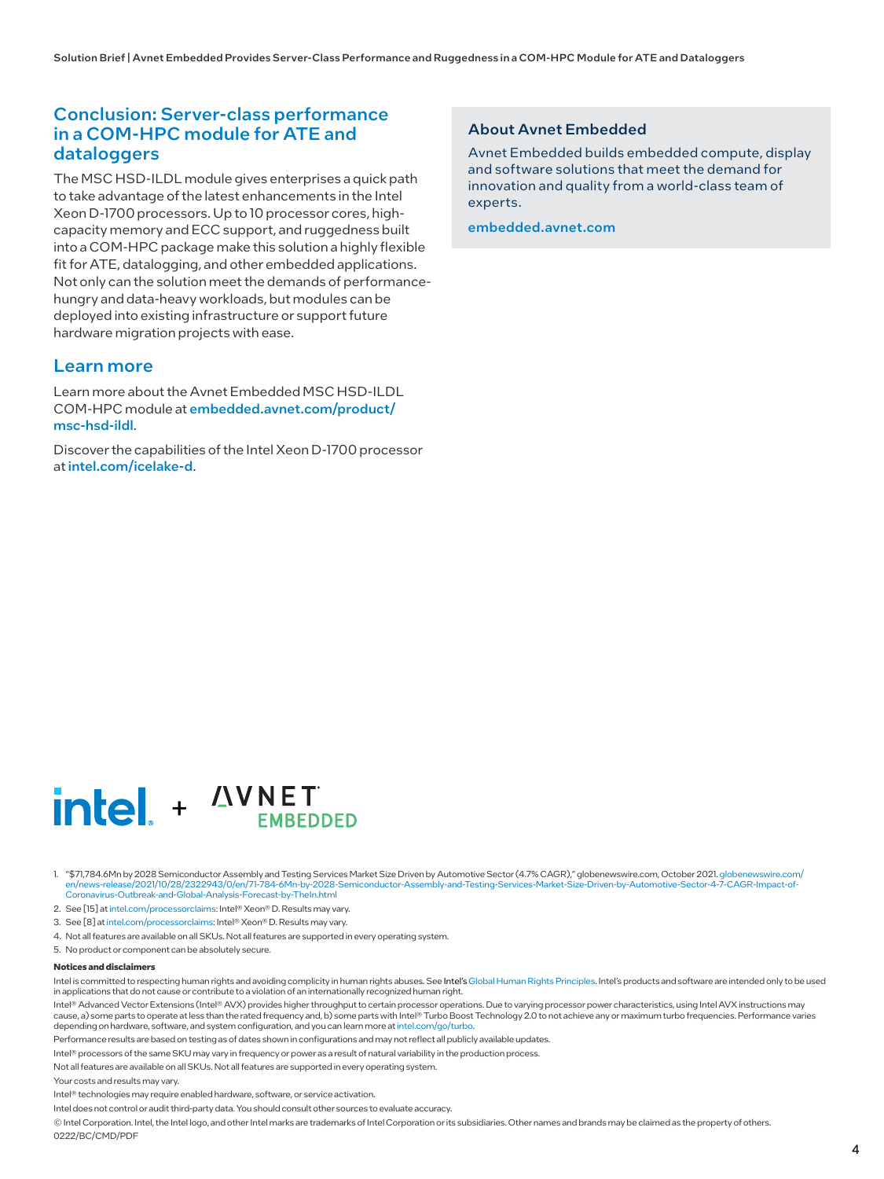## Conclusion: Server-class performance in a COM-HPC module for ATE and dataloggers

The MSC HSD-ILDL module gives enterprises a quick path to take advantage of the latest enhancements in the Intel Xeon D-1700 processors. Up to 10 processor cores, high-capacity memory and ECC support, and ruggedness built into a COM-HPC package make this solution a highly flexible fit for ATE, datalogging, and other embedded applications. Not only can the solution meet the demands of performance-hungry and data-heavy workloads, but modules can be deployed into existing infrastructure or support future hardware migration projects with ease.

## Learn more

Learn more about the Avnet Embedded MSC HSD-ILDL COM-HPC module at **embedded.avnet.com/product/msc-hsd-ildl**.

Discover the capabilities of the Intel Xeon D-1700 processor at **intel.com/icelake-d**.

### About Avnet Embedded

Avnet Embedded builds embedded compute, display and software solutions that meet the demand for innovation and quality from a world-class team of experts.

**embedded.avnet.com**

intel + AVNET EMBEDDED

1. "$71,784.6Mn by 2028 Semiconductor Assembly and Testing Services Market Size Driven by Automotive Sector (4.7% CAGR)," globenewswire.com, October 2021. globenewswire.com/en/news-release/2021/10/28/2322943/0/en/71-784-6Mn-by-2028-Semiconductor-Assembly-and-Testing-Services-Market-Size-Driven-by-Automotive-Sector-4-7-CAGR-Impact-of-Coronavirus-Outbreak-and-Global-Analysis-Forecast-by-TheIn.html
2. See [15] at intel.com/processorclaims: Intel® Xeon® D. Results may vary.
3. See [8] at intel.com/processorclaims: Intel® Xeon® D. Results may vary.
4. Not all features are available on all SKUs. Not all features are supported in every operating system.
5. No product or component can be absolutely secure.

**Notices and disclaimers**

Intel is committed to respecting human rights and avoiding complicity in human rights abuses. See Intel's Global Human Rights Principles. Intel's products and software are intended only to be used in applications that do not cause or contribute to a violation of an internationally recognized human right.

Intel® Advanced Vector Extensions (Intel® AVX) provides higher throughput to certain processor operations. Due to varying processor power characteristics, using Intel AVX instructions may cause, a) some parts to operate at less than the rated frequency and, b) some parts with Intel® Turbo Boost Technology 2.0 to not achieve any or maximum turbo frequencies. Performance varies depending on hardware, software, and system configuration, and you can learn more at intel.com/go/turbo.

Performance results are based on testing as of dates shown in configurations and may not reflect all publicly available updates.

Intel® processors of the same SKU may vary in frequency or power as a result of natural variability in the production process.

Not all features are available on all SKUs. Not all features are supported in every operating system.

Your costs and results may vary.

Intel® technologies may require enabled hardware, software, or service activation.

Intel does not control or audit third-party data. You should consult other sources to evaluate accuracy.

© Intel Corporation. Intel, the Intel logo, and other Intel marks are trademarks of Intel Corporation or its subsidiaries. Other names and brands may be claimed as the property of others.
0222/BC/CMD/PDF